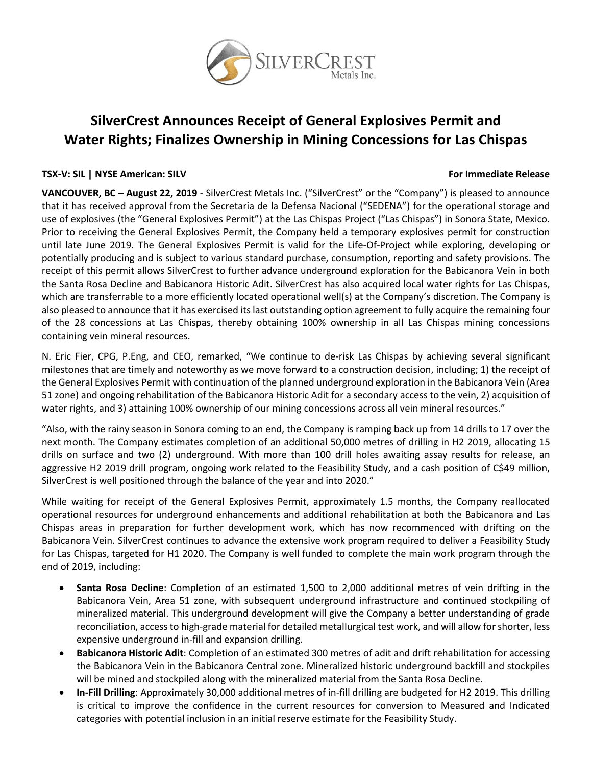# SilverCrest Announces Receipt of General Explosives Permit and Water Rights; Finalizes Ownership in Mining Concessions for Las Chispas

**TSX-V: SIL | NYSE American: SILV** **For Immediate Release**

**VANCOUVER, BC – August 22, 2019** - SilverCrest Metals Inc. ("SilverCrest" or the "Company") is pleased to announce that it has received approval from the Secretaria de la Defensa Nacional ("SEDENA") for the operational storage and use of explosives (the "General Explosives Permit") at the Las Chispas Project ("Las Chispas") in Sonora State, Mexico. Prior to receiving the General Explosives Permit, the Company held a temporary explosives permit for construction until late June 2019. The General Explosives Permit is valid for the Life-Of-Project while exploring, developing or potentially producing and is subject to various standard purchase, consumption, reporting and safety provisions. The receipt of this permit allows SilverCrest to further advance underground exploration for the Babicanora Vein in both the Santa Rosa Decline and Babicanora Historic Adit. SilverCrest has also acquired local water rights for Las Chispas, which are transferrable to a more efficiently located operational well(s) at the Company's discretion. The Company is also pleased to announce that it has exercised its last outstanding option agreement to fully acquire the remaining four of the 28 concessions at Las Chispas, thereby obtaining 100% ownership in all Las Chispas mining concessions containing vein mineral resources.

N. Eric Fier, CPG, P.Eng, and CEO, remarked, "We continue to de-risk Las Chispas by achieving several significant milestones that are timely and noteworthy as we move forward to a construction decision, including; 1) the receipt of the General Explosives Permit with continuation of the planned underground exploration in the Babicanora Vein (Area 51 zone) and ongoing rehabilitation of the Babicanora Historic Adit for a secondary access to the vein, 2) acquisition of water rights, and 3) attaining 100% ownership of our mining concessions across all vein mineral resources."

"Also, with the rainy season in Sonora coming to an end, the Company is ramping back up from 14 drills to 17 over the next month. The Company estimates completion of an additional 50,000 metres of drilling in H2 2019, allocating 15 drills on surface and two (2) underground. With more than 100 drill holes awaiting assay results for release, an aggressive H2 2019 drill program, ongoing work related to the Feasibility Study, and a cash position of C$49 million, SilverCrest is well positioned through the balance of the year and into 2020."

While waiting for receipt of the General Explosives Permit, approximately 1.5 months, the Company reallocated operational resources for underground enhancements and additional rehabilitation at both the Babicanora and Las Chispas areas in preparation for further development work, which has now recommenced with drifting on the Babicanora Vein. SilverCrest continues to advance the extensive work program required to deliver a Feasibility Study for Las Chispas, targeted for H1 2020. The Company is well funded to complete the main work program through the end of 2019, including:

- **Santa Rosa Decline**: Completion of an estimated 1,500 to 2,000 additional metres of vein drifting in the Babicanora Vein, Area 51 zone, with subsequent underground infrastructure and continued stockpiling of mineralized material. This underground development will give the Company a better understanding of grade reconciliation, access to high-grade material for detailed metallurgical test work, and will allow for shorter, less expensive underground in-fill and expansion drilling.
- **Babicanora Historic Adit**: Completion of an estimated 300 metres of adit and drift rehabilitation for accessing the Babicanora Vein in the Babicanora Central zone. Mineralized historic underground backfill and stockpiles will be mined and stockpiled along with the mineralized material from the Santa Rosa Decline.
- **In-Fill Drilling**: Approximately 30,000 additional metres of in-fill drilling are budgeted for H2 2019. This drilling is critical to improve the confidence in the current resources for conversion to Measured and Indicated categories with potential inclusion in an initial reserve estimate for the Feasibility Study.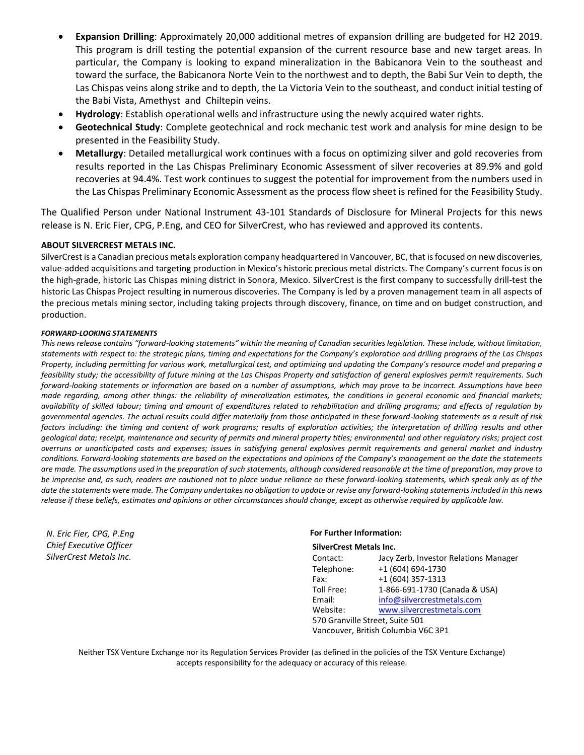- **Expansion Drilling**: Approximately 20,000 additional metres of expansion drilling are budgeted for H2 2019. This program is drill testing the potential expansion of the current resource base and new target areas. In particular, the Company is looking to expand mineralization in the Babicanora Vein to the southeast and toward the surface, the Babicanora Norte Vein to the northwest and to depth, the Babi Sur Vein to depth, the Las Chispas veins along strike and to depth, the La Victoria Vein to the southeast, and conduct initial testing of the Babi Vista, Amethyst and Chiltepin veins.
- **Hydrology**: Establish operational wells and infrastructure using the newly acquired water rights.
- **Geotechnical Study**: Complete geotechnical and rock mechanic test work and analysis for mine design to be presented in the Feasibility Study.
- **Metallurgy**: Detailed metallurgical work continues with a focus on optimizing silver and gold recoveries from results reported in the Las Chispas Preliminary Economic Assessment of silver recoveries at 89.9% and gold recoveries at 94.4%. Test work continues to suggest the potential for improvement from the numbers used in the Las Chispas Preliminary Economic Assessment as the process flow sheet is refined for the Feasibility Study.

The Qualified Person under National Instrument 43-101 Standards of Disclosure for Mineral Projects for this news release is N. Eric Fier, CPG, P.Eng, and CEO for SilverCrest, who has reviewed and approved its contents.

**ABOUT SILVERCREST METALS INC.**

SilverCrest is a Canadian precious metals exploration company headquartered in Vancouver, BC, that is focused on new discoveries, value-added acquisitions and targeting production in Mexico's historic precious metal districts. The Company's current focus is on the high-grade, historic Las Chispas mining district in Sonora, Mexico. SilverCrest is the first company to successfully drill-test the historic Las Chispas Project resulting in numerous discoveries. The Company is led by a proven management team in all aspects of the precious metals mining sector, including taking projects through discovery, finance, on time and on budget construction, and production.

***FORWARD-LOOKING STATEMENTS***

*This news release contains "forward-looking statements" within the meaning of Canadian securities legislation. These include, without limitation, statements with respect to: the strategic plans, timing and expectations for the Company's exploration and drilling programs of the Las Chispas Property, including permitting for various work, metallurgical test, and optimizing and updating the Company's resource model and preparing a feasibility study; the accessibility of future mining at the Las Chispas Property and satisfaction of general explosives permit requirements. Such forward-looking statements or information are based on a number of assumptions, which may prove to be incorrect. Assumptions have been made regarding, among other things: the reliability of mineralization estimates, the conditions in general economic and financial markets; availability of skilled labour; timing and amount of expenditures related to rehabilitation and drilling programs; and effects of regulation by governmental agencies. The actual results could differ materially from those anticipated in these forward-looking statements as a result of risk factors including: the timing and content of work programs; results of exploration activities; the interpretation of drilling results and other geological data; receipt, maintenance and security of permits and mineral property titles; environmental and other regulatory risks; project cost overruns or unanticipated costs and expenses; issues in satisfying general explosives permit requirements and general market and industry conditions. Forward-looking statements are based on the expectations and opinions of the Company's management on the date the statements are made. The assumptions used in the preparation of such statements, although considered reasonable at the time of preparation, may prove to be imprecise and, as such, readers are cautioned not to place undue reliance on these forward-looking statements, which speak only as of the date the statements were made. The Company undertakes no obligation to update or revise any forward-looking statements included in this news release if these beliefs, estimates and opinions or other circumstances should change, except as otherwise required by applicable law.*

*N. Eric Fier, CPG, P.Eng*
*Chief Executive Officer*
*SilverCrest Metals Inc.*

**For Further Information:**

**SilverCrest Metals Inc.**

| | |
|---|---|
| Contact: | Jacy Zerb, Investor Relations Manager |
| Telephone: | +1 (604) 694-1730 |
| Fax: | +1 (604) 357-1313 |
| Toll Free: | 1-866-691-1730 (Canada & USA) |
| Email: | info@silvercrestmetals.com |
| Website: | www.silvercrestmetals.com |

570 Granville Street, Suite 501
Vancouver, British Columbia V6C 3P1

Neither TSX Venture Exchange nor its Regulation Services Provider (as defined in the policies of the TSX Venture Exchange) accepts responsibility for the adequacy or accuracy of this release.